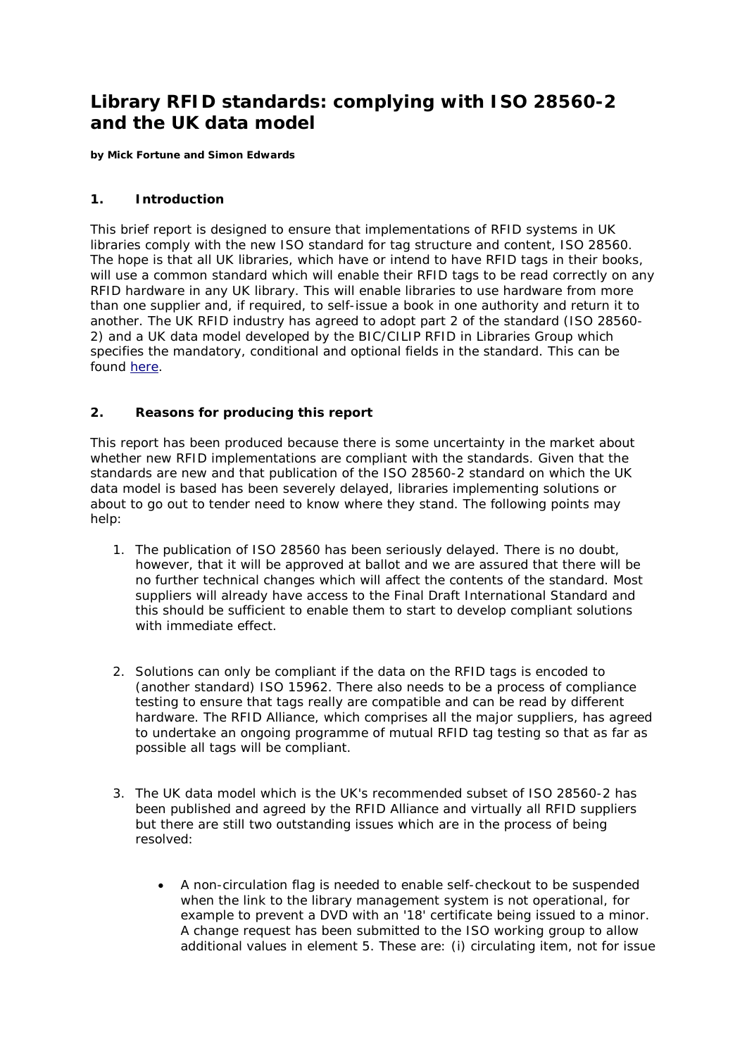# Library RFID standards: complying with ISO 28560-2 and the UK data model

**by Mick Fortune and Simon Edwards**

## 1. Introduction

This brief report is designed to ensure that implementations of RFID systems in UK libraries comply with the new ISO standard for tag structure and content, ISO 28560. The hope is that all UK libraries, which have or intend to have RFID tags in their books, will use a common standard which will enable their RFID tags to be read correctly on any RFID hardware in any UK library. This will enable libraries to use hardware from more than one supplier and, if required, to self-issue a book in one authority and return it to another. The UK RFID industry has agreed to adopt part 2 of the standard (ISO 28560-2) and a UK data model developed by the BIC/CILIP RFID in Libraries Group which specifies the mandatory, conditional and optional fields in the standard. This can be found [here](here).

## 2. Reasons for producing this report

This report has been produced because there is some uncertainty in the market about whether new RFID implementations are compliant with the standards. Given that the standards are new and that publication of the ISO 28560-2 standard on which the UK data model is based has been severely delayed, libraries implementing solutions or about to go out to tender need to know where they stand. The following points may help:

1. The publication of ISO 28560 has been seriously delayed. There is no doubt, however, that it will be approved at ballot and we are assured that there will be no further technical changes which will affect the contents of the standard. Most suppliers will already have access to the Final Draft International Standard and this should be sufficient to enable them to start to develop compliant solutions with immediate effect.

2. Solutions can only be compliant if the data on the RFID tags is encoded to (another standard) ISO 15962. There also needs to be a process of compliance testing to ensure that tags really are compatible and can be read by different hardware. The RFID Alliance, which comprises all the major suppliers, has agreed to undertake an ongoing programme of mutual RFID tag testing so that as far as possible all tags will be compliant.

3. The UK data model which is the UK's recommended subset of ISO 28560-2 has been published and agreed by the RFID Alliance and virtually all RFID suppliers but there are still two outstanding issues which are in the process of being resolved:

   - A non-circulation flag is needed to enable self-checkout to be suspended when the link to the library management system is not operational, for example to prevent a DVD with an '18' certificate being issued to a minor. A change request has been submitted to the ISO working group to allow additional values in element 5. These are: (i) circulating item, not for issue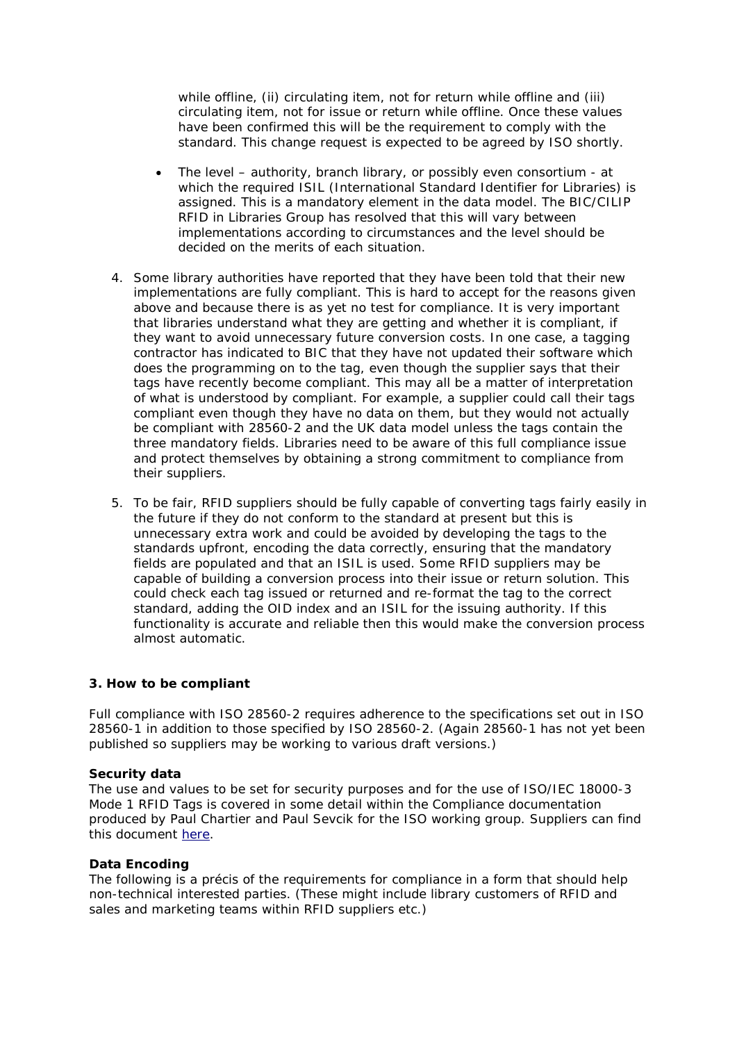while offline, (ii) circulating item, not for return while offline and (iii) circulating item, not for issue or return while offline. Once these values have been confirmed this will be the requirement to comply with the standard. This change request is expected to be agreed by ISO shortly.

- The level – authority, branch library, or possibly even consortium - at which the required ISIL (International Standard Identifier for Libraries) is assigned. This is a mandatory element in the data model. The BIC/CILIP RFID in Libraries Group has resolved that this will vary between implementations according to circumstances and the level should be decided on the merits of each situation.

4. Some library authorities have reported that they have been told that their new implementations are fully compliant. This is hard to accept for the reasons given above and because there is as yet no test for compliance. It is very important that libraries understand what they are getting and whether it is compliant, if they want to avoid unnecessary future conversion costs. In one case, a tagging contractor has indicated to BIC that they have not updated their software which does the programming on to the tag, even though the supplier says that their tags have recently become compliant. This may all be a matter of interpretation of what is understood by compliant. For example, a supplier could call their tags compliant even though they have no data on them, but they would not actually be compliant with 28560-2 and the UK data model unless the tags contain the three mandatory fields. Libraries need to be aware of this full compliance issue and protect themselves by obtaining a strong commitment to compliance from their suppliers.

5. To be fair, RFID suppliers should be fully capable of converting tags fairly easily in the future if they do not conform to the standard at present but this is unnecessary extra work and could be avoided by developing the tags to the standards upfront, encoding the data correctly, ensuring that the mandatory fields are populated and that an ISIL is used. Some RFID suppliers may be capable of building a conversion process into their issue or return solution. This could check each tag issued or returned and re-format the tag to the correct standard, adding the OID index and an ISIL for the issuing authority. If this functionality is accurate and reliable then this would make the conversion process almost automatic.

## 3. How to be compliant

Full compliance with ISO 28560-2 requires adherence to the specifications set out in ISO 28560-1 in addition to those specified by ISO 28560-2. (Again 28560-1 has not yet been published so suppliers may be working to various draft versions.)

**Security data**

The use and values to be set for security purposes and for the use of ISO/IEC 18000-3 Mode 1 RFID Tags is covered in some detail within the Compliance documentation produced by Paul Chartier and Paul Sevcik for the ISO working group. Suppliers can find this document here.

**Data Encoding**

The following is a précis of the requirements for compliance in a form that should help non-technical interested parties. (These might include library customers of RFID and sales and marketing teams within RFID suppliers etc.)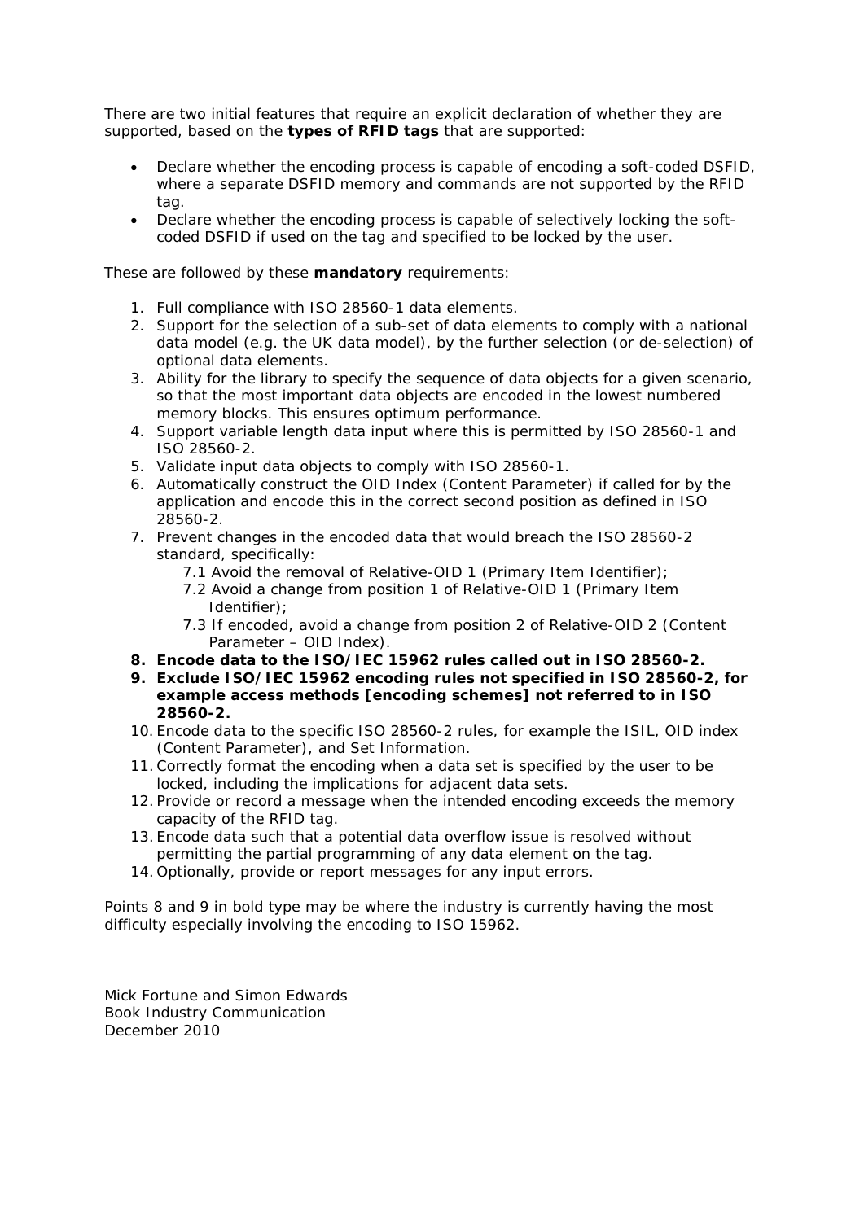There are two initial features that require an explicit declaration of whether they are supported, based on the **types of RFID tags** that are supported:

- Declare whether the encoding process is capable of encoding a soft-coded DSFID, where a separate DSFID memory and commands are not supported by the RFID tag.
- Declare whether the encoding process is capable of selectively locking the soft-coded DSFID if used on the tag and specified to be locked by the user.

These are followed by these **mandatory** requirements:

1. Full compliance with ISO 28560-1 data elements.
2. Support for the selection of a sub-set of data elements to comply with a national data model (e.g. the UK data model), by the further selection (or de-selection) of optional data elements.
3. Ability for the library to specify the sequence of data objects for a given scenario, so that the most important data objects are encoded in the lowest numbered memory blocks. This ensures optimum performance.
4. Support variable length data input where this is permitted by ISO 28560-1 and ISO 28560-2.
5. Validate input data objects to comply with ISO 28560-1.
6. Automatically construct the OID Index (Content Parameter) if called for by the application and encode this in the correct second position as defined in ISO 28560-2.
7. Prevent changes in the encoded data that would breach the ISO 28560-2 standard, specifically:
   - 7.1 Avoid the removal of Relative-OID 1 (Primary Item Identifier);
   - 7.2 Avoid a change from position 1 of Relative-OID 1 (Primary Item Identifier);
   - 7.3 If encoded, avoid a change from position 2 of Relative-OID 2 (Content Parameter – OID Index).
8. **Encode data to the ISO/IEC 15962 rules called out in ISO 28560-2.**
9. **Exclude ISO/IEC 15962 encoding rules not specified in ISO 28560-2, for example access methods [encoding schemes] not referred to in ISO 28560-2.**
10. Encode data to the specific ISO 28560-2 rules, for example the ISIL, OID index (Content Parameter), and Set Information.
11. Correctly format the encoding when a data set is specified by the user to be locked, including the implications for adjacent data sets.
12. Provide or record a message when the intended encoding exceeds the memory capacity of the RFID tag.
13. Encode data such that a potential data overflow issue is resolved without permitting the partial programming of any data element on the tag.
14. Optionally, provide or report messages for any input errors.

Points 8 and 9 in bold type may be where the industry is currently having the most difficulty especially involving the encoding to ISO 15962.

Mick Fortune and Simon Edwards
Book Industry Communication
December 2010